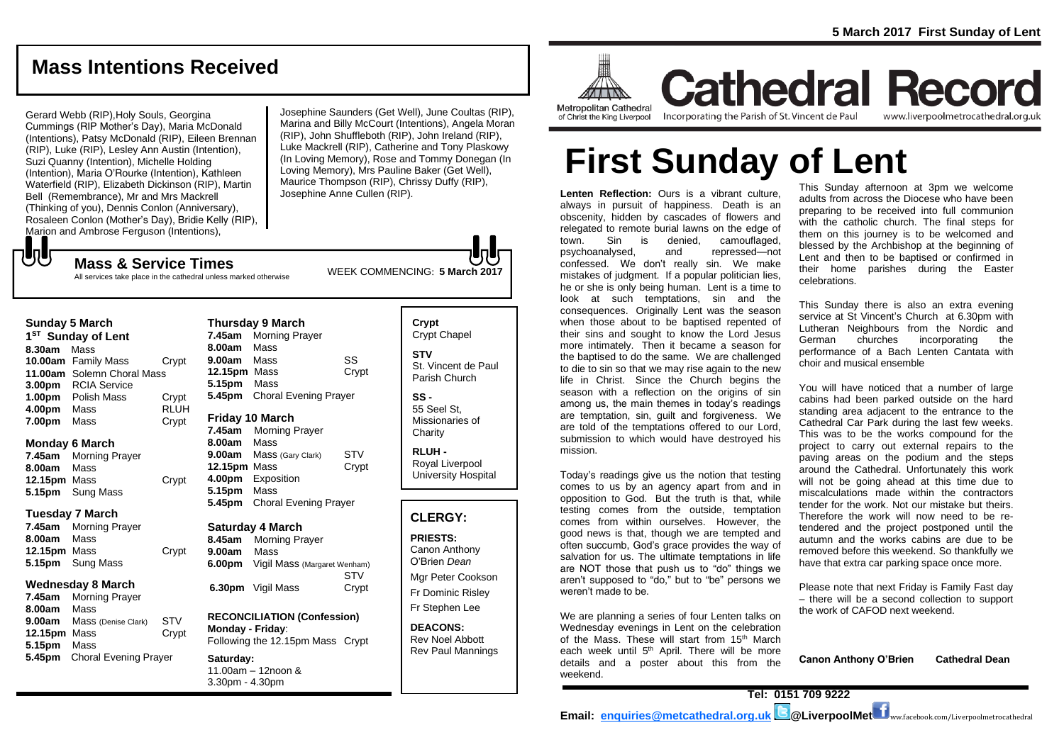# Mass Intentions Received

Gerard Webb (RIP),Holy Souls, Georgina Cummings (RIP Mother's Day), Maria McDonald (Intentions), Patsy McDonald (RIP), Eileen Brennan (RIP), Luke (RIP), Lesley Ann Austin (Intention), Suzi Quanny (Intention), Michelle Holding (Intention), Maria O'Rourke (Intention), Kathleen Waterfield (RIP), Elizabeth Dickinson (RIP), Martin Bell (Remembrance), Mr and Mrs Mackrell (Thinking of you), Dennis Conlon (Anniversary), Rosaleen Conlon (Mother's Day), Bridie Kelly (RIP), Marion and Ambrose Ferguson (Intentions), Josephine Saunders (Get Well), June Coultas (RIP), Marina and Billy McCourt (Intentions), Angela Moran (RIP), John Shuffleboth (RIP), John Ireland (RIP), Luke Mackrell (RIP), Catherine and Tony Plaskowy (In Loving Memory), Rose and Tommy Donegan (In Loving Memory), Mrs Pauline Baker (Get Well), Maurice Thompson (RIP), Chrissy Duffy (RIP), Josephine Anne Cullen (RIP).

## Mass & Service Times

All services take place in the cathedral unless marked otherwise

WEEK COMMENCING: **5 March 2017**

### Sunday 5 March
**1ST Sunday of Lent**

| | | |
|---|---|---|
| **8.30am** | Mass | |
| **10.00am** | Family Mass | Crypt |
| **11.00am** | Solemn Choral Mass | |
| **3.00pm** | RCIA Service | |
| **1.00pm** | Polish Mass | Crypt |
| **4.00pm** | Mass | RLUH |
| **7.00pm** | Mass | Crypt |

### Monday 6 March

| | | |
|---|---|---|
| **7.45am** | Morning Prayer | |
| **8.00am** | Mass | |
| **12.15pm** | Mass | Crypt |
| **5.15pm** | Sung Mass | |

### Tuesday 7 March

| | | |
|---|---|---|
| **7.45am** | Morning Prayer | |
| **8.00am** | Mass | |
| **12.15pm** | Mass | Crypt |
| **5.15pm** | Sung Mass | |

### Wednesday 8 March

| | | |
|---|---|---|
| **7.45am** | Morning Prayer | |
| **8.00am** | Mass | |
| **9.00am** | Mass (Denise Clark) | STV |
| **12.15pm** | Mass | Crypt |
| **5.15pm** | Mass | |
| **5.45pm** | Choral Evening Prayer | |

### Thursday 9 March

| | | |
|---|---|---|
| **7.45am** | Morning Prayer | |
| **8.00am** | Mass | |
| **9.00am** | Mass | SS |
| **12.15pm** | Mass | Crypt |
| **5.15pm** | Mass | |
| **5.45pm** | Choral Evening Prayer | |

### Friday 10 March

| | | |
|---|---|---|
| **7.45am** | Morning Prayer | |
| **8.00am** | Mass | |
| **9.00am** | Mass (Gary Clark) | STV |
| **12.15pm** | Mass | Crypt |
| **4.00pm** | Exposition | |
| **5.15pm** | Mass | |
| **5.45pm** | Choral Evening Prayer | |

### Saturday 4 March

| | | |
|---|---|---|
| **8.45am** | Morning Prayer | |
| **9.00am** | Mass | |
| **6.00pm** | Vigil Mass (Margaret Wenham) | STV |
| **6.30pm** | Vigil Mass | Crypt |

**RECONCILIATION (Confession)**
**Monday - Friday**:
Following the 12.15pm Mass Crypt

**Saturday:**
11.00am – 12noon &
3.30pm - 4.30pm

**Crypt**
Crypt Chapel

**STV**
St. Vincent de Paul Parish Church

**SS -**
55 Seel St, Missionaries of Charity

**RLUH -**
Royal Liverpool University Hospital

## CLERGY:

**PRIESTS:**
Canon Anthony O'Brien *Dean*
Mgr Peter Cookson
Fr Dominic Risley
Fr Stephen Lee

**DEACONS:**
Rev Noel Abbott
Rev Paul Mannings

**5 March 2017 First Sunday of Lent**

Metropolitan Cathedral of Christ the King Liverpool

# Cathedral Record

Incorporating the Parish of St. Vincent de Paul

www.liverpoolmetrocathedral.org.uk

# First Sunday of Lent

**Lenten Reflection:** Ours is a vibrant culture, always in pursuit of happiness. Death is an obscenity, hidden by cascades of flowers and relegated to remote burial lawns on the edge of town. Sin is denied, camouflaged, psychoanalysed, and repressed—not confessed. We don't really sin. We make mistakes of judgment. If a popular politician lies, he or she is only being human. Lent is a time to look at such temptations, sin and the consequences. Originally Lent was the season when those about to be baptised repented of their sins and sought to know the Lord Jesus more intimately. Then it became a season for the baptised to do the same. We are challenged to die to sin so that we may rise again to the new life in Christ. Since the Church begins the season with a reflection on the origins of sin among us, the main themes in today's readings are temptation, sin, guilt and forgiveness. We are told of the temptations offered to our Lord, submission to which would have destroyed his mission.

Today's readings give us the notion that testing comes to us by an agency apart from and in opposition to God. But the truth is that, while testing comes from the outside, temptation comes from within ourselves. However, the good news is that, though we are tempted and often succumb, God's grace provides the way of salvation for us. The ultimate temptations in life are NOT those that push us to "do" things we aren't supposed to "do," but to "be" persons we weren't made to be.

We are planning a series of four Lenten talks on Wednesday evenings in Lent on the celebration of the Mass. These will start from 15th March each week until 5th April. There will be more details and a poster about this from the weekend.

This Sunday afternoon at 3pm we welcome adults from across the Diocese who have been preparing to be received into full communion with the catholic church. The final steps for them on this journey is to be welcomed and blessed by the Archbishop at the beginning of Lent and then to be baptised or confirmed in their home parishes during the Easter celebrations.

This Sunday there is also an extra evening service at St Vincent's Church at 6.30pm with Lutheran Neighbours from the Nordic and German churches incorporating the performance of a Bach Lenten Cantata with choir and musical ensemble

You will have noticed that a number of large cabins had been parked outside on the hard standing area adjacent to the entrance to the Cathedral Car Park during the last few weeks. This was to be the works compound for the project to carry out external repairs to the paving areas on the podium and the steps around the Cathedral. Unfortunately this work will not be going ahead at this time due to miscalculations made within the contractors tender for the work. Not our mistake but theirs. Therefore the work will now need to be re-tendered and the project postponed until the autumn and the works cabins are due to be removed before this weekend. So thankfully we have that extra car parking space once more.

Please note that next Friday is Family Fast day – there will be a second collection to support the work of CAFOD next weekend.

**Canon Anthony O'Brien Cathedral Dean**

**Tel: 0151 709 9222**

**Email: enquiries@metcathedral.org.uk @LiverpoolMet** www.facebook.com/Liverpoolmetrocathedral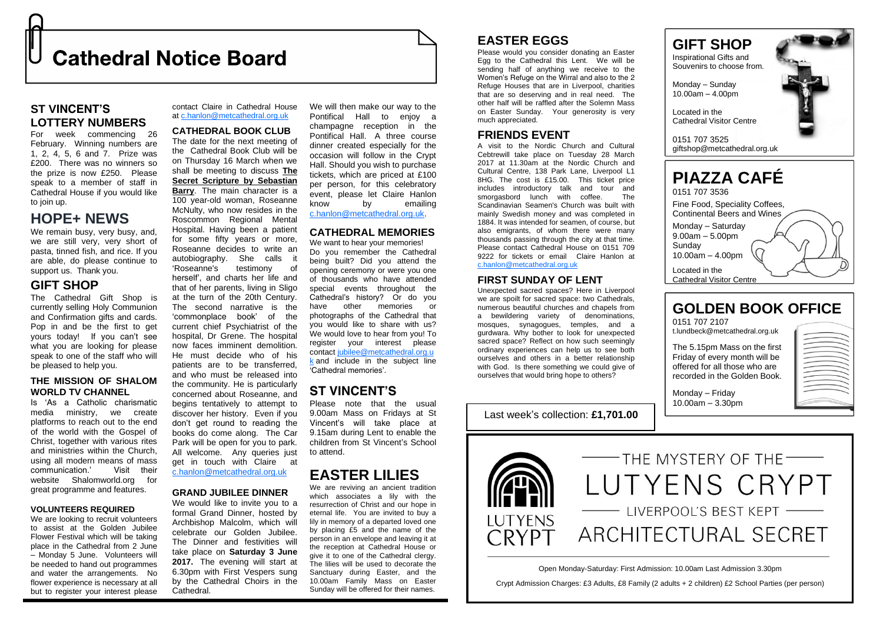# Cathedral Notice Board

## ST VINCENT'S LOTTERY NUMBERS

For week commencing 26 February. Winning numbers are 1, 2, 4, 5, 6 and 7. Prize was £200. There was no winners so the prize is now £250. Please speak to a member of staff in Cathedral House if you would like to join up.

## HOPE+ NEWS

We remain busy, very busy, and, we are still very, very short of pasta, tinned fish, and rice. If you are able, do please continue to support us. Thank you.

## GIFT SHOP

The Cathedral Gift Shop is currently selling Holy Communion and Confirmation gifts and cards. Pop in and be the first to get yours today! If you can't see what you are looking for please speak to one of the staff who will be pleased to help you.

### THE MISSION OF SHALOM WORLD TV CHANNEL

Is 'As a Catholic charismatic media ministry, we create platforms to reach out to the end of the world with the Gospel of Christ, together with various rites and ministries within the Church, using all modern means of mass communication.' Visit their website Shalomworld.org for great programme and features.

### VOLUNTEERS REQUIRED

We are looking to recruit volunteers to assist at the Golden Jubilee Flower Festival which will be taking place in the Cathedral from 2 June – Monday 5 June. Volunteers will be needed to hand out programmes and water the arrangements. No flower experience is necessary at all but to register your interest please contact Claire in Cathedral House at c.hanlon@metcathedral.org.uk

### CATHEDRAL BOOK CLUB

The date for the next meeting of the Cathedral Book Club will be on Thursday 16 March when we shall be meeting to discuss **The Secret Scripture by Sebastian Barry**. The main character is a 100 year-old woman, Roseanne McNulty, who now resides in the Roscommon Regional Mental Hospital. Having been a patient for some fifty years or more, Roseanne decides to write an autobiography. She calls it 'Roseanne's testimony of herself', and charts her life and that of her parents, living in Sligo at the turn of the 20th Century. The second narrative is the 'commonplace book' of the current chief Psychiatrist of the hospital, Dr Grene. The hospital now faces imminent demolition. He must decide who of his patients are to be transferred, and who must be released into the community. He is particularly concerned about Roseanne, and begins tentatively to attempt to discover her history. Even if you don't get round to reading the books do come along. The Car Park will be open for you to park. All welcome. Any queries just get in touch with Claire at c.hanlon@metcathedral.org.uk

### GRAND JUBILEE DINNER

We would like to invite you to a formal Grand Dinner, hosted by Archbishop Malcolm, which will celebrate our Golden Jubilee. The Dinner and festivities will take place on **Saturday 3 June 2017.** The evening will start at 6.30pm with First Vespers sung by the Cathedral Choirs in the Cathedral. We will then make our way to the Pontifical Hall to enjoy a champagne reception in the Pontifical Hall. A three course dinner created especially for the occasion will follow in the Crypt Hall. Should you wish to purchase tickets, which are priced at £100 per person, for this celebratory event, please let Claire Hanlon know by emailing c.hanlon@metcathedral.org.uk.

### CATHEDRAL MEMORIES

We want to hear your memories!
Do you remember the Cathedral being built? Did you attend the opening ceremony or were you one of thousands who have attended special events throughout the Cathedral's history? Or do you have other memories or photographs of the Cathedral that you would like to share with us? We would love to hear from you! To register your interest please contact jubilee@metcathedral.org.uk and include in the subject line 'Cathedral memories'.

## ST VINCENT'S

Please note that the usual 9.00am Mass on Fridays at St Vincent's will take place at 9.15am during Lent to enable the children from St Vincent's School to attend.

## EASTER LILIES

We are reviving an ancient tradition which associates a lily with the resurrection of Christ and our hope in eternal life. You are invited to buy a lily in memory of a departed loved one by placing £5 and the name of the person in an envelope and leaving it at the reception at Cathedral House or give it to one of the Cathedral clergy. The lilies will be used to decorate the Sanctuary during Easter, and the 10.00am Family Mass on Easter Sunday will be offered for their names.

## EASTER EGGS

Please would you consider donating an Easter Egg to the Cathedral this Lent. We will be sending half of anything we receive to the Women's Refuge on the Wirral and also to the 2 Refuge Houses that are in Liverpool, charities that are so deserving and in real need. The other half will be raffled after the Solemn Mass on Easter Sunday. Your generosity is very much appreciated.

## FRIENDS EVENT

A visit to the Nordic Church and Cultural Cebtrewill take place on Tuesday 28 March 2017 at 11.30am at the Nordic Church and Cultural Centre, 138 Park Lane, Liverpool L1 8HG. The cost is £15.00. This ticket price includes introductory talk and tour and smorgasbord lunch with coffee. The Scandinavian Seamen's Church was built with mainly Swedish money and was completed in 1884. It was intended for seamen, of course, but also emigrants, of whom there were many thousands passing through the city at that time. Please contact Cathedral House on 0151 709 9222 for tickets or email Claire Hanlon at c.hanlon@metcathedral.org.uk

### FIRST SUNDAY OF LENT

Unexpected sacred spaces? Here in Liverpool we are spoilt for sacred space: two Cathedrals, numerous beautiful churches and chapels from a bewildering variety of denominations, mosques, synagogues, temples, and a gurdwara. Why bother to look for unexpected sacred space? Reflect on how such seemingly ordinary experiences can help us to see both ourselves and others in a better relationship with God. Is there something we could give of ourselves that would bring hope to others?

Last week's collection: **£1,701.00**

## GIFT SHOP

Inspirational Gifts and Souvenirs to choose from.

Monday – Sunday
10.00am – 4.00pm

Located in the Cathedral Visitor Centre

0151 707 3525
giftshop@metcathedral.org.uk

## PIAZZA CAFÉ

0151 707 3536

Fine Food, Speciality Coffees, Continental Beers and Wines

Monday – Saturday
9.00am – 5.00pm
Sunday
10.00am – 4.00pm

Located in the Cathedral Visitor Centre

## GOLDEN BOOK OFFICE

0151 707 2107
t.lundbeck@metcathedral.org.uk

The 5.15pm Mass on the first Friday of every month will be offered for all those who are recorded in the Golden Book.

Monday – Friday
10.00am – 3.30pm

LUTYENS CRYPT

THE MYSTERY OF THE LUTYENS CRYPT

LIVERPOOL'S BEST KEPT ARCHITECTURAL SECRET

Open Monday-Saturday: First Admission: 10.00am Last Admission 3.30pm

Crypt Admission Charges: £3 Adults, £8 Family (2 adults + 2 children) £2 School Parties (per person)